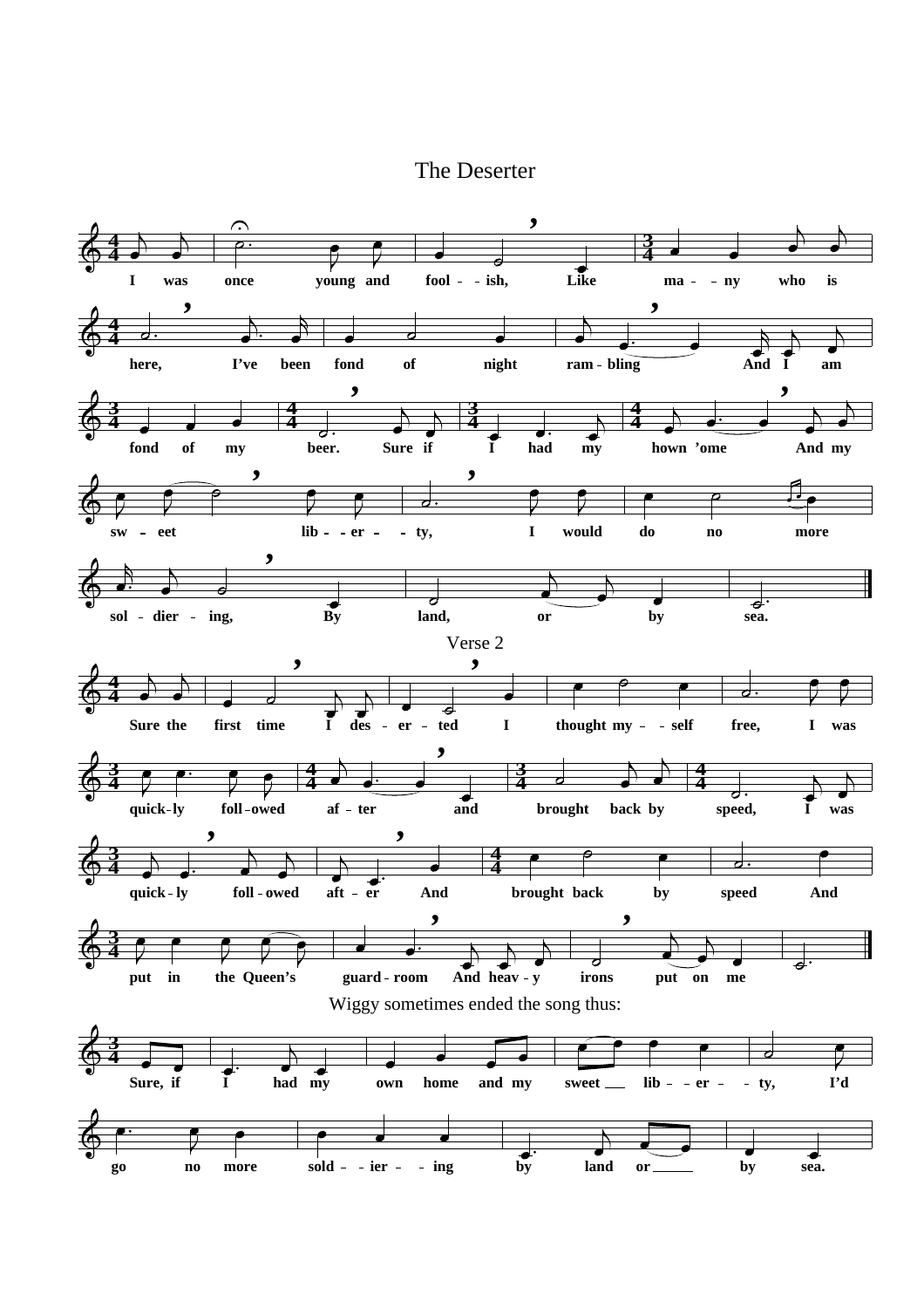# The Deserter

I was once young and fool - - ish, Like ma - - ny who is

here, I've been fond of night ram - bling And I am

fond of my beer. Sure if I had my hown 'ome And my

sw - eet lib - - er - - ty, I would do no more

sol - dier - ing, By land, or by sea.

Verse 2

Sure the first time I des - er - ted I thought my - - self free, I was

quick-ly foll-owed af - ter and brought back by speed, I was

quick - ly foll - owed aft - er And brought back by speed And

put in the Queen's guard - room And heav - y irons put on me

Wiggy sometimes ended the song thus:

Sure, if I had my own home and my sweet ___ lib - - er - - ty, I'd

go no more sold - - ier - - ing by land or _____ by sea.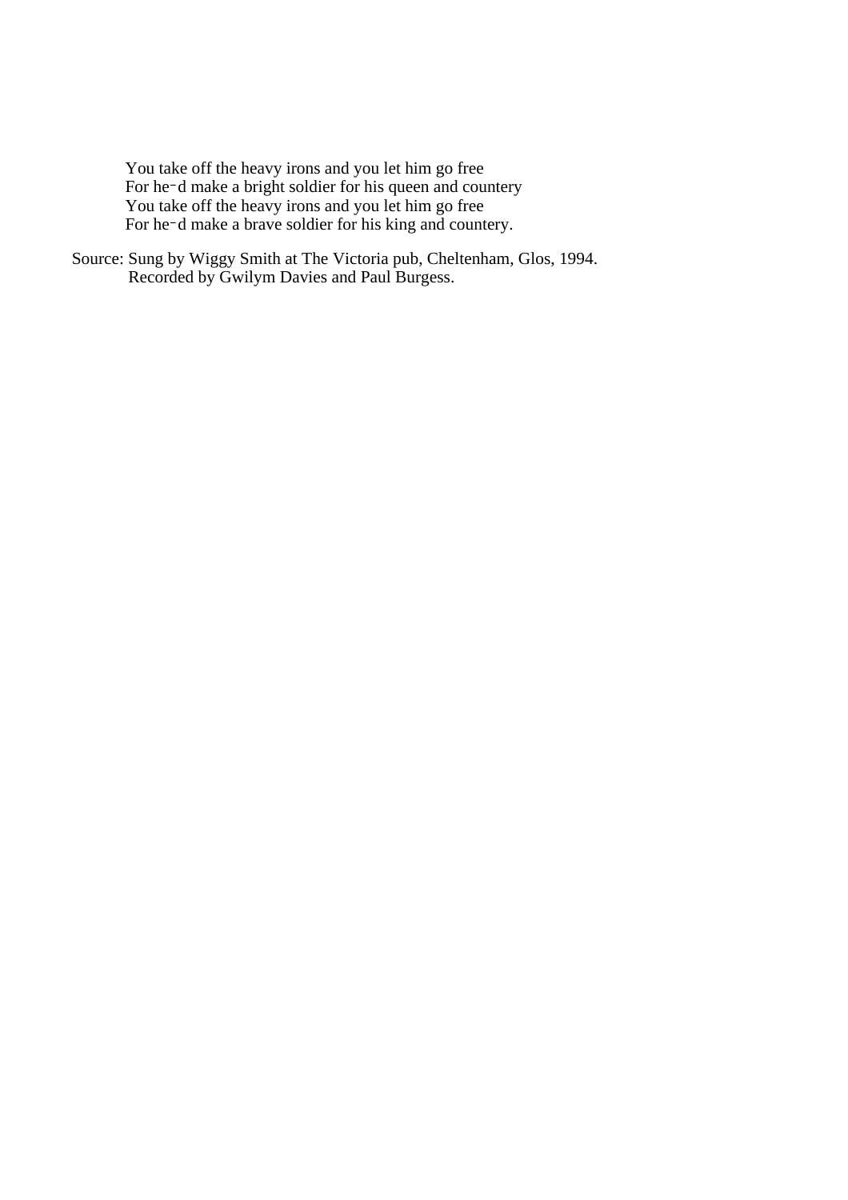You take off the heavy irons and you let him go free
For he‑d make a bright soldier for his queen and countery
You take off the heavy irons and you let him go free
For he‑d make a brave soldier for his king and countery.

Source: Sung by Wiggy Smith at The Victoria pub, Cheltenham, Glos, 1994.
Recorded by Gwilym Davies and Paul Burgess.